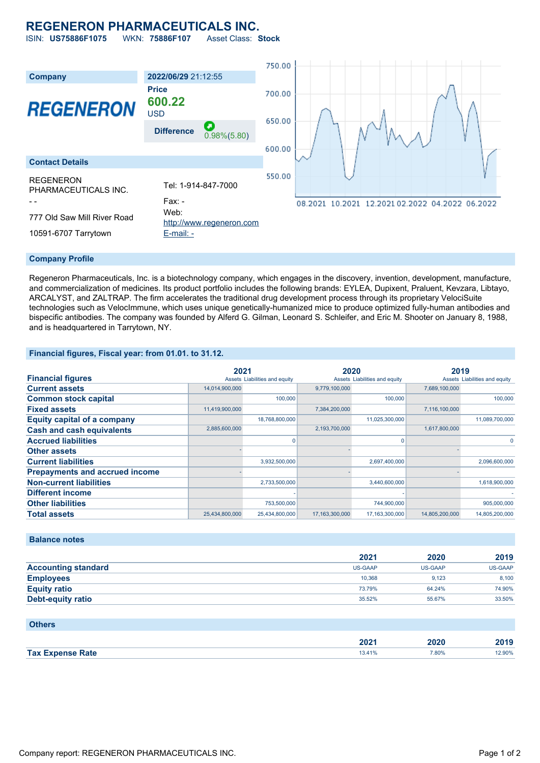# REGENERON PHARMACEUTICALS INC.

ISIN: **US75886F1075** WKN: **75886F107** Asset Class: **Stock**

| Company | 2022/06/29 21:12:55 |
|---|---|
| REGENERON | **Price** 600.22 USD |
| | **Difference** 0.98%(5.80) |

## Contact Details

REGENERON PHARMACEUTICALS INC.

- -

777 Old Saw Mill River Road

10591-6707 Tarrytown

Tel: 1-914-847-7000

Fax: -

Web: http://www.regeneron.com

E-mail: -

## Company Profile

Regeneron Pharmaceuticals, Inc. is a biotechnology company, which engages in the discovery, invention, development, manufacture, and commercialization of medicines. Its product portfolio includes the following brands: EYLEA, Dupixent, Praluent, Kevzara, Libtayo, ARCALYST, and ZALTRAP. The firm accelerates the traditional drug development process through its proprietary VelociSuite technologies such as VelocImmune, which uses unique genetically-humanized mice to produce optimized fully-human antibodies and bispecific antibodies. The company was founded by Alferd G. Gilman, Leonard S. Schleifer, and Eric M. Shooter on January 8, 1988, and is headquartered in Tarrytown, NY.

## Financial figures, Fiscal year: from 01.01. to 31.12.

| Financial figures | 2021 | | 2020 | | 2019 | |
|---|---|---|---|---|---|---|
| | Assets | Liabilities and equity | Assets | Liabilities and equity | Assets | Liabilities and equity |
| Current assets | 14,014,900,000 | | 9,779,100,000 | | 7,689,100,000 | |
| Common stock capital | | 100,000 | | 100,000 | | 100,000 |
| Fixed assets | 11,419,900,000 | | 7,384,200,000 | | 7,116,100,000 | |
| Equity capital of a company | | 18,768,800,000 | | 11,025,300,000 | | 11,089,700,000 |
| Cash and cash equivalents | 2,885,600,000 | | 2,193,700,000 | | 1,617,800,000 | |
| Accrued liabilities | | 0 | | 0 | | 0 |
| Other assets | - | | - | | - | |
| Current liabilities | | 3,932,500,000 | | 2,697,400,000 | | 2,096,600,000 |
| Prepayments and accrued income | - | | - | | - | |
| Non-current liabilities | | 2,733,500,000 | | 3,440,600,000 | | 1,618,900,000 |
| Different income | | - | | - | | - |
| Other liabilities | | 753,500,000 | | 744,900,000 | | 905,000,000 |
| Total assets | 25,434,800,000 | 25,434,800,000 | 17,163,300,000 | 17,163,300,000 | 14,805,200,000 | 14,805,200,000 |

## Balance notes

| | 2021 | 2020 | 2019 |
|---|---|---|---|
| Accounting standard | US-GAAP | US-GAAP | US-GAAP |
| Employees | 10,368 | 9,123 | 8,100 |
| Equity ratio | 73.79% | 64.24% | 74.90% |
| Debt-equity ratio | 35.52% | 55.67% | 33.50% |

## Others

| | 2021 | 2020 | 2019 |
|---|---|---|---|
| Tax Expense Rate | 13.41% | 7.80% | 12.90% |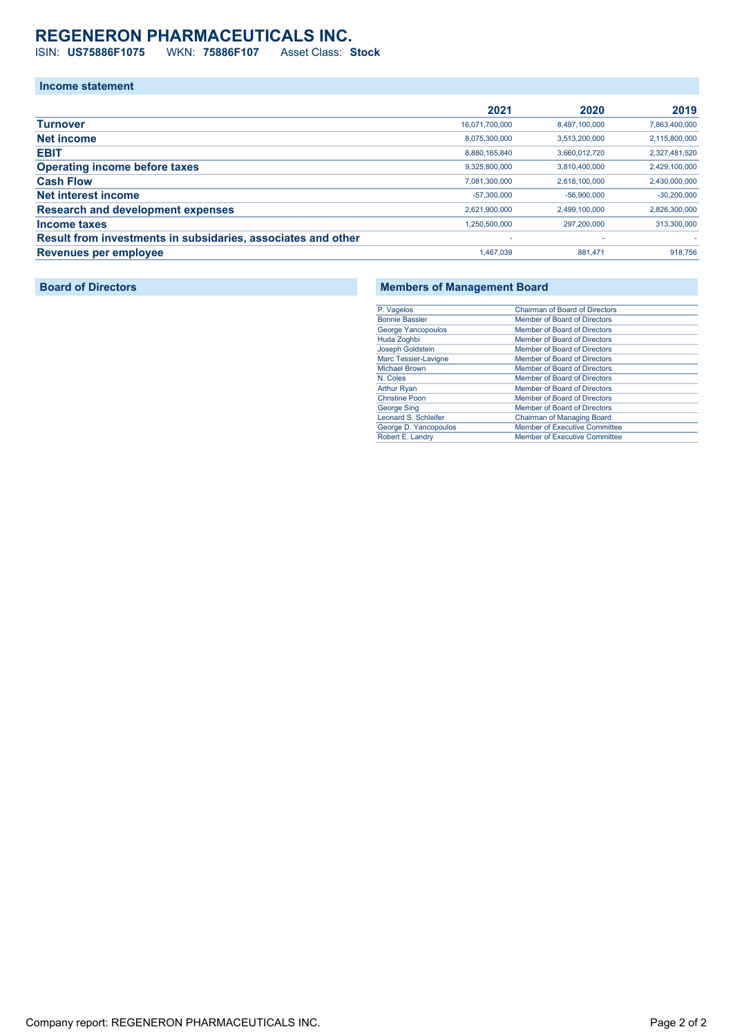# REGENERON PHARMACEUTICALS INC.

ISIN: **US75886F1075** WKN: **75886F107** Asset Class: **Stock**

## Income statement

| | 2021 | 2020 | 2019 |
|---|---|---|---|
| **Turnover** | 16,071,700,000 | 8,497,100,000 | 7,863,400,000 |
| **Net income** | 8,075,300,000 | 3,513,200,000 | 2,115,800,000 |
| **EBIT** | 8,880,165,840 | 3,660,012,720 | 2,327,481,520 |
| **Operating income before taxes** | 9,325,800,000 | 3,810,400,000 | 2,429,100,000 |
| **Cash Flow** | 7,081,300,000 | 2,618,100,000 | 2,430,000,000 |
| **Net interest income** | -57,300,000 | -56,900,000 | -30,200,000 |
| **Research and development expenses** | 2,621,900,000 | 2,499,100,000 | 2,826,300,000 |
| **Income taxes** | 1,250,500,000 | 297,200,000 | 313,300,000 |
| **Result from investments in subsidaries, associates and other** | - | - | - |
| **Revenues per employee** | 1,467,039 | 881,471 | 918,756 |

## Board of Directors

## Members of Management Board

| | |
|---|---|
| P. Vagelos | Chairman of Board of Directors |
| Bonnie Bassler | Member of Board of Directors |
| George Yancopoulos | Member of Board of Directors |
| Huda Zoghbi | Member of Board of Directors |
| Joseph Goldstein | Member of Board of Directors |
| Marc Tessier-Lavigne | Member of Board of Directors |
| Michael Brown | Member of Board of Directors |
| N. Coles | Member of Board of Directors |
| Arthur Ryan | Member of Board of Directors |
| Christine Poon | Member of Board of Directors |
| George Sing | Member of Board of Directors |
| Leonard S. Schleifer | Chairman of Managing Board |
| George D. Yancopoulos | Member of Executive Committee |
| Robert E. Landry | Member of Executive Committee |